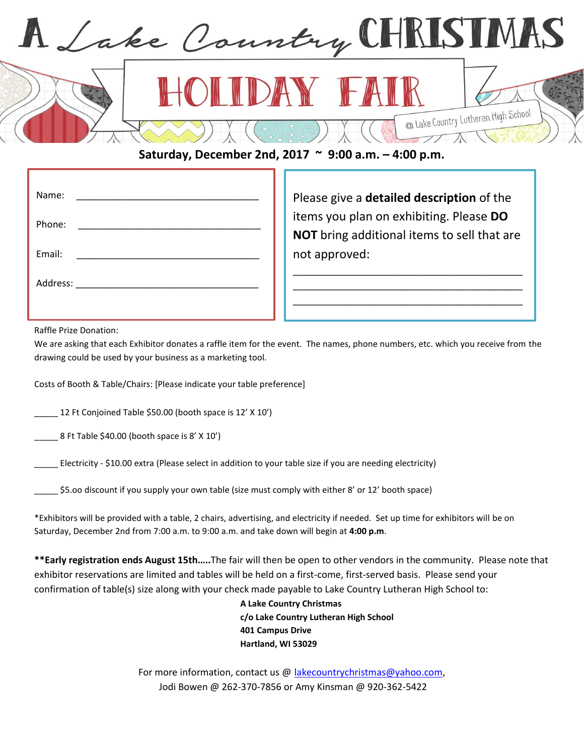# A Lake Country CHRISTMAS

# HOLIDAY FAIR

@ Lake Country Lutheran High School

**Saturday, December 2nd, 2017 ~ 9:00 a.m. – 4:00 p.m.**

Name: ___________________________________

Phone: ___________________________________

Email: ___________________________________

Address: ___________________________________

Please give a **detailed description** of the items you plan on exhibiting. Please **DO NOT** bring additional items to sell that are not approved:

__________________________________________
__________________________________________
__________________________________________

Raffle Prize Donation:

We are asking that each Exhibitor donates a raffle item for the event. The names, phone numbers, etc. which you receive from the drawing could be used by your business as a marketing tool.

Costs of Booth & Table/Chairs: [Please indicate your table preference]

_____ 12 Ft Conjoined Table $50.00 (booth space is 12' X 10')

_____ 8 Ft Table $40.00 (booth space is 8' X 10')

_____ Electricity - $10.00 extra (Please select in addition to your table size if you are needing electricity)

_____ $5.oo discount if you supply your own table (size must comply with either 8' or 12' booth space)

*Exhibitors will be provided with a table, 2 chairs, advertising, and electricity if needed. Set up time for exhibitors will be on Saturday, December 2nd from 7:00 a.m. to 9:00 a.m. and take down will begin at **4:00 p.m**.

****Early registration ends August 15th…..** The fair will then be open to other vendors in the community. Please note that exhibitor reservations are limited and tables will be held on a first-come, first-served basis. Please send your confirmation of table(s) size along with your check made payable to Lake Country Lutheran High School to:

**A Lake Country Christmas**
**c/o Lake Country Lutheran High School**
**401 Campus Drive**
**Hartland, WI 53029**

For more information, contact us @ lakecountrychristmas@yahoo.com,
Jodi Bowen @ 262-370-7856 or Amy Kinsman @ 920-362-5422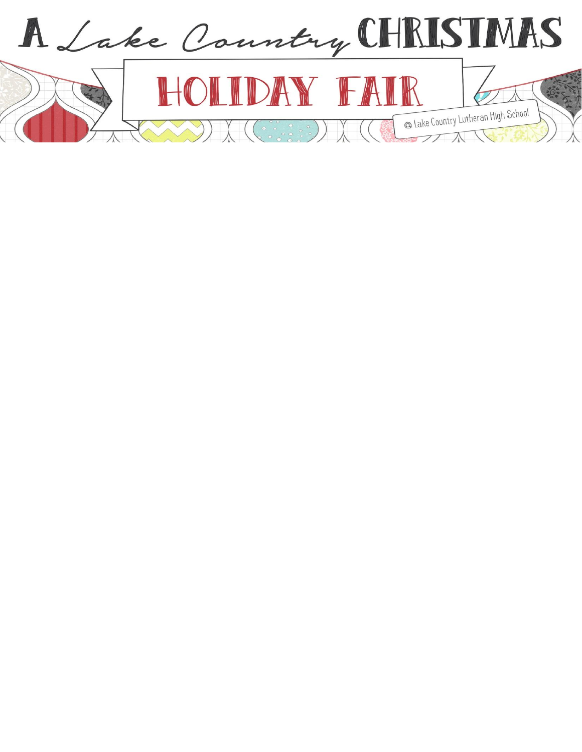# A Lake Country CHRISTMAS

## HOLIDAY FAIR

@ Lake Country Lutheran High School